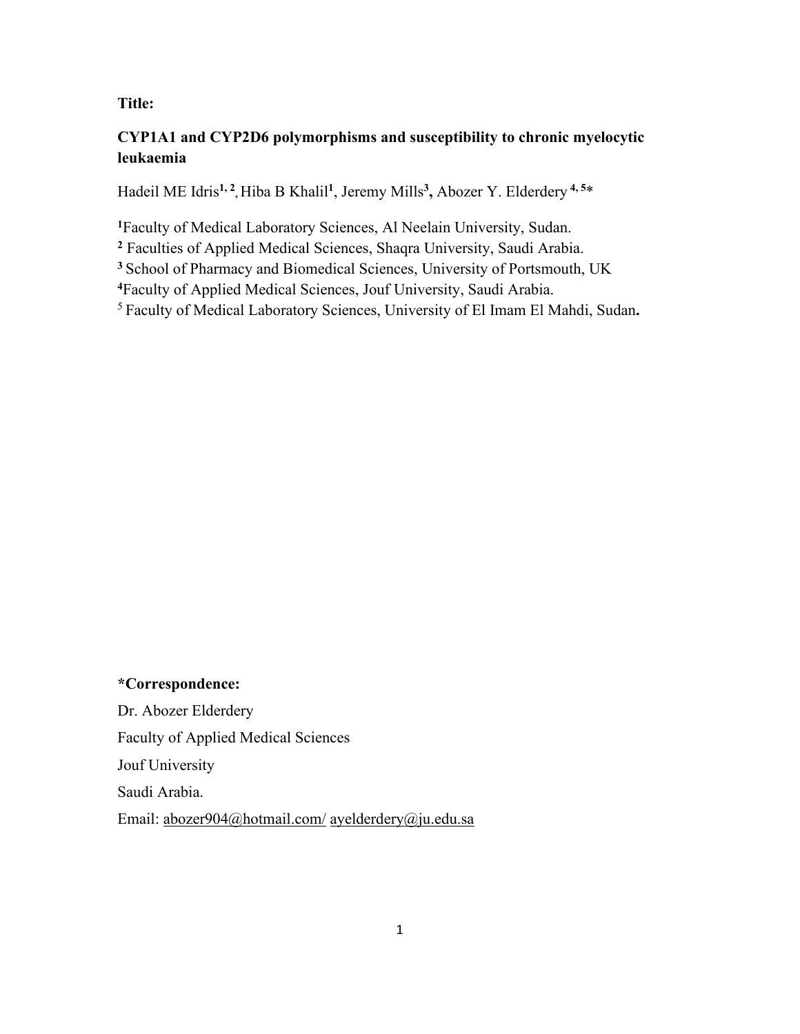**Title:**

# CYP1A1 and CYP2D6 polymorphisms and susceptibility to chronic myelocytic leukaemia

Hadeil ME Idris[1, 2], Hiba B Khalil[1], Jeremy Mills[3], Abozer Y. Elderdery [4, 5]*

[1]Faculty of Medical Laboratory Sciences, Al Neelain University, Sudan.
[2] Faculties of Applied Medical Sciences, Shaqra University, Saudi Arabia.
[3] School of Pharmacy and Biomedical Sciences, University of Portsmouth, UK
[4]Faculty of Applied Medical Sciences, Jouf University, Saudi Arabia.
[5] Faculty of Medical Laboratory Sciences, University of El Imam El Mahdi, Sudan.

**\*Correspondence:**

Dr. Abozer Elderdery

Faculty of Applied Medical Sciences

Jouf University

Saudi Arabia.

Email: abozer904@hotmail.com/ ayelderdery@ju.edu.sa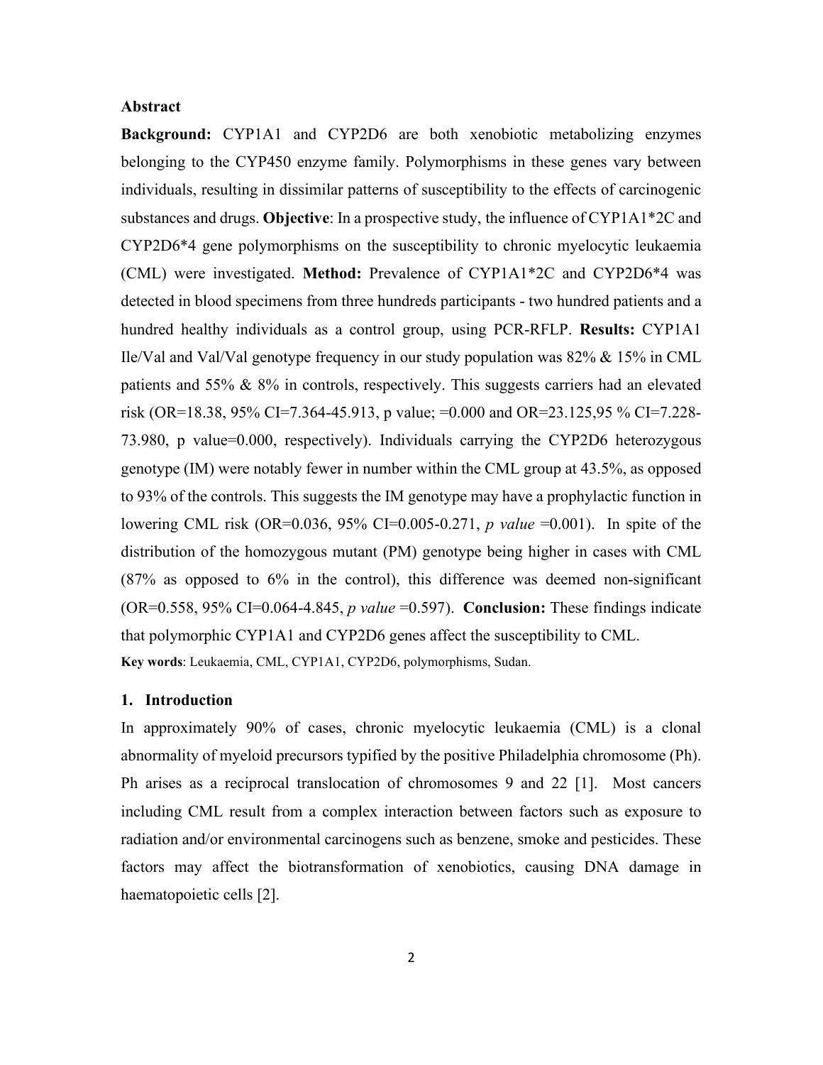## Abstract

**Background:** CYP1A1 and CYP2D6 are both xenobiotic metabolizing enzymes belonging to the CYP450 enzyme family. Polymorphisms in these genes vary between individuals, resulting in dissimilar patterns of susceptibility to the effects of carcinogenic substances and drugs. **Objective**: In a prospective study, the influence of CYP1A1*2C and CYP2D6*4 gene polymorphisms on the susceptibility to chronic myelocytic leukaemia (CML) were investigated. **Method:** Prevalence of CYP1A1*2C and CYP2D6*4 was detected in blood specimens from three hundreds participants - two hundred patients and a hundred healthy individuals as a control group, using PCR-RFLP. **Results:** CYP1A1 Ile/Val and Val/Val genotype frequency in our study population was 82% & 15% in CML patients and 55% & 8% in controls, respectively. This suggests carriers had an elevated risk (OR=18.38, 95% CI=7.364-45.913, p value; =0.000 and OR=23.125,95 % CI=7.228-73.980, p value=0.000, respectively). Individuals carrying the CYP2D6 heterozygous genotype (IM) were notably fewer in number within the CML group at 43.5%, as opposed to 93% of the controls. This suggests the IM genotype may have a prophylactic function in lowering CML risk (OR=0.036, 95% CI=0.005-0.271, *p value* =0.001). In spite of the distribution of the homozygous mutant (PM) genotype being higher in cases with CML (87% as opposed to 6% in the control), this difference was deemed non-significant (OR=0.558, 95% CI=0.064-4.845, *p value* =0.597). **Conclusion:** These findings indicate that polymorphic CYP1A1 and CYP2D6 genes affect the susceptibility to CML.

**Key words**: Leukaemia, CML, CYP1A1, CYP2D6, polymorphisms, Sudan.

## 1. Introduction

In approximately 90% of cases, chronic myelocytic leukaemia (CML) is a clonal abnormality of myeloid precursors typified by the positive Philadelphia chromosome (Ph). Ph arises as a reciprocal translocation of chromosomes 9 and 22 [1]. Most cancers including CML result from a complex interaction between factors such as exposure to radiation and/or environmental carcinogens such as benzene, smoke and pesticides. These factors may affect the biotransformation of xenobiotics, causing DNA damage in haematopoietic cells [2].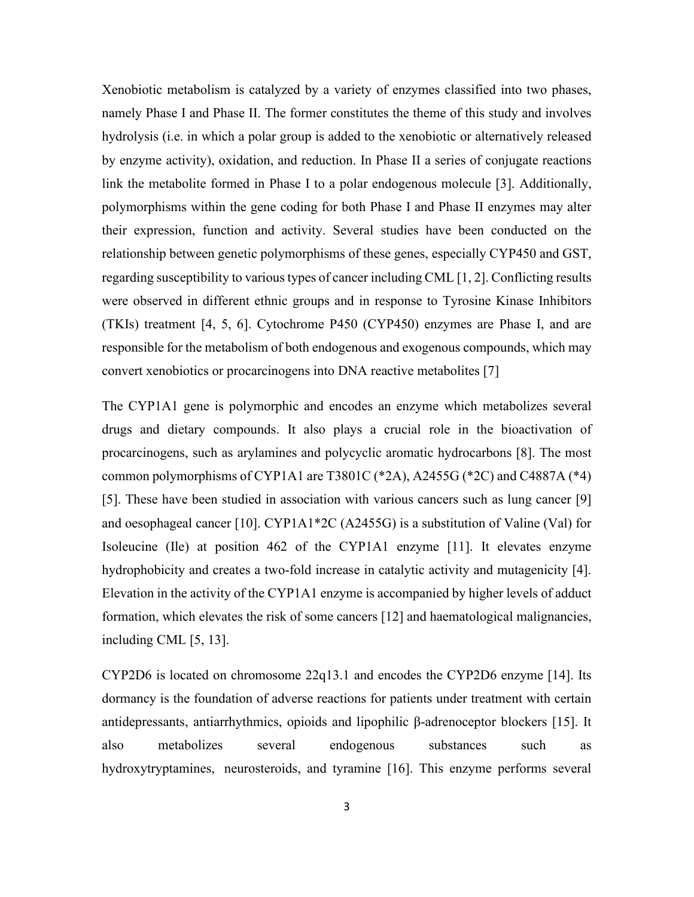Xenobiotic metabolism is catalyzed by a variety of enzymes classified into two phases, namely Phase I and Phase II. The former constitutes the theme of this study and involves hydrolysis (i.e. in which a polar group is added to the xenobiotic or alternatively released by enzyme activity), oxidation, and reduction. In Phase II a series of conjugate reactions link the metabolite formed in Phase I to a polar endogenous molecule [3]. Additionally, polymorphisms within the gene coding for both Phase I and Phase II enzymes may alter their expression, function and activity. Several studies have been conducted on the relationship between genetic polymorphisms of these genes, especially CYP450 and GST, regarding susceptibility to various types of cancer including CML [1, 2]. Conflicting results were observed in different ethnic groups and in response to Tyrosine Kinase Inhibitors (TKIs) treatment [4, 5, 6]. Cytochrome P450 (CYP450) enzymes are Phase I, and are responsible for the metabolism of both endogenous and exogenous compounds, which may convert xenobiotics or procarcinogens into DNA reactive metabolites [7]

The CYP1A1 gene is polymorphic and encodes an enzyme which metabolizes several drugs and dietary compounds. It also plays a crucial role in the bioactivation of procarcinogens, such as arylamines and polycyclic aromatic hydrocarbons [8]. The most common polymorphisms of CYP1A1 are T3801C (*2A), A2455G (*2C) and C4887A (*4) [5]. These have been studied in association with various cancers such as lung cancer [9] and oesophageal cancer [10]. CYP1A1*2C (A2455G) is a substitution of Valine (Val) for Isoleucine (Ile) at position 462 of the CYP1A1 enzyme [11]. It elevates enzyme hydrophobicity and creates a two-fold increase in catalytic activity and mutagenicity [4]. Elevation in the activity of the CYP1A1 enzyme is accompanied by higher levels of adduct formation, which elevates the risk of some cancers [12] and haematological malignancies, including CML [5, 13].

CYP2D6 is located on chromosome 22q13.1 and encodes the CYP2D6 enzyme [14]. Its dormancy is the foundation of adverse reactions for patients under treatment with certain antidepressants, antiarrhythmics, opioids and lipophilic β-adrenoceptor blockers [15]. It also metabolizes several endogenous substances such as hydroxytryptamines, neurosteroids, and tyramine [16]. This enzyme performs several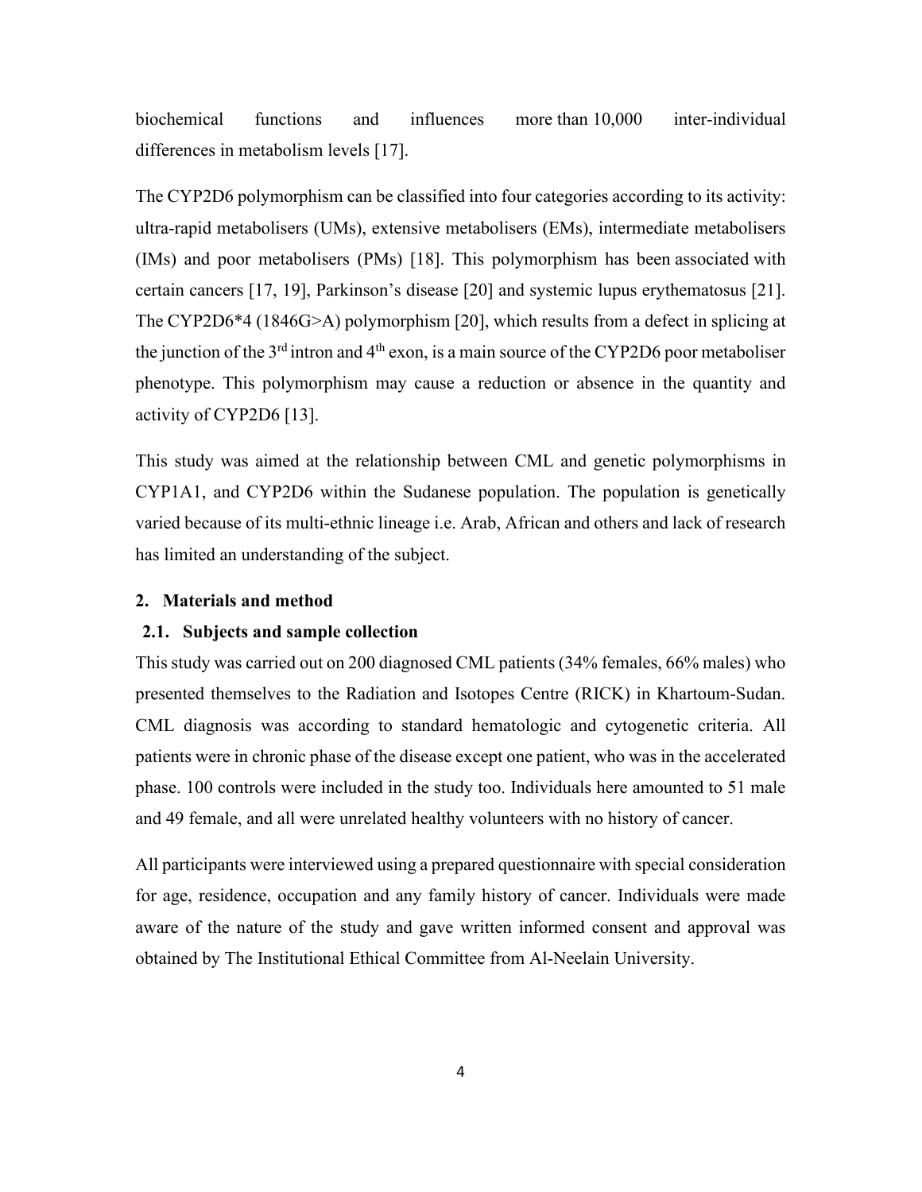biochemical functions and influences more than 10,000 inter-individual differences in metabolism levels [17].

The CYP2D6 polymorphism can be classified into four categories according to its activity: ultra-rapid metabolisers (UMs), extensive metabolisers (EMs), intermediate metabolisers (IMs) and poor metabolisers (PMs) [18]. This polymorphism has been associated with certain cancers [17, 19], Parkinson's disease [20] and systemic lupus erythematosus [21]. The CYP2D6*4 (1846G>A) polymorphism [20], which results from a defect in splicing at the junction of the 3rd intron and 4th exon, is a main source of the CYP2D6 poor metaboliser phenotype. This polymorphism may cause a reduction or absence in the quantity and activity of CYP2D6 [13].

This study was aimed at the relationship between CML and genetic polymorphisms in CYP1A1, and CYP2D6 within the Sudanese population. The population is genetically varied because of its multi-ethnic lineage i.e. Arab, African and others and lack of research has limited an understanding of the subject.

## 2. Materials and method

### 2.1. Subjects and sample collection

This study was carried out on 200 diagnosed CML patients (34% females, 66% males) who presented themselves to the Radiation and Isotopes Centre (RICK) in Khartoum-Sudan. CML diagnosis was according to standard hematologic and cytogenetic criteria. All patients were in chronic phase of the disease except one patient, who was in the accelerated phase. 100 controls were included in the study too. Individuals here amounted to 51 male and 49 female, and all were unrelated healthy volunteers with no history of cancer.

All participants were interviewed using a prepared questionnaire with special consideration for age, residence, occupation and any family history of cancer. Individuals were made aware of the nature of the study and gave written informed consent and approval was obtained by The Institutional Ethical Committee from Al-Neelain University.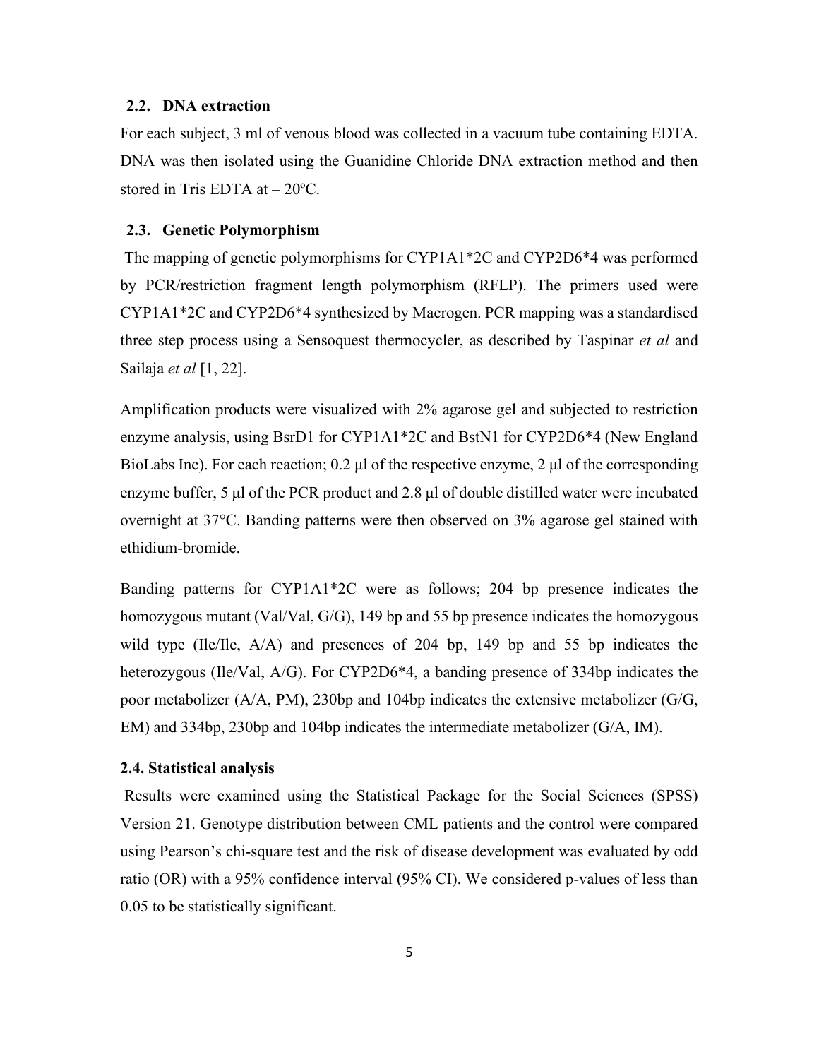## 2.2. DNA extraction

For each subject, 3 ml of venous blood was collected in a vacuum tube containing EDTA. DNA was then isolated using the Guanidine Chloride DNA extraction method and then stored in Tris EDTA at – 20ºC.

## 2.3. Genetic Polymorphism

The mapping of genetic polymorphisms for CYP1A1*2C and CYP2D6*4 was performed by PCR/restriction fragment length polymorphism (RFLP). The primers used were CYP1A1*2C and CYP2D6*4 synthesized by Macrogen. PCR mapping was a standardised three step process using a Sensoquest thermocycler, as described by Taspinar *et al* and Sailaja *et al* [1, 22].

Amplification products were visualized with 2% agarose gel and subjected to restriction enzyme analysis, using BsrD1 for CYP1A1*2C and BstN1 for CYP2D6*4 (New England BioLabs Inc). For each reaction; 0.2 µl of the respective enzyme, 2 µl of the corresponding enzyme buffer, 5 µl of the PCR product and 2.8 µl of double distilled water were incubated overnight at 37°C. Banding patterns were then observed on 3% agarose gel stained with ethidium-bromide.

Banding patterns for CYP1A1*2C were as follows; 204 bp presence indicates the homozygous mutant (Val/Val, G/G), 149 bp and 55 bp presence indicates the homozygous wild type (Ile/Ile, A/A) and presences of 204 bp, 149 bp and 55 bp indicates the heterozygous (Ile/Val, A/G). For CYP2D6*4, a banding presence of 334bp indicates the poor metabolizer (A/A, PM), 230bp and 104bp indicates the extensive metabolizer (G/G, EM) and 334bp, 230bp and 104bp indicates the intermediate metabolizer (G/A, IM).

## 2.4. Statistical analysis

Results were examined using the Statistical Package for the Social Sciences (SPSS) Version 21. Genotype distribution between CML patients and the control were compared using Pearson's chi-square test and the risk of disease development was evaluated by odd ratio (OR) with a 95% confidence interval (95% CI). We considered p-values of less than 0.05 to be statistically significant.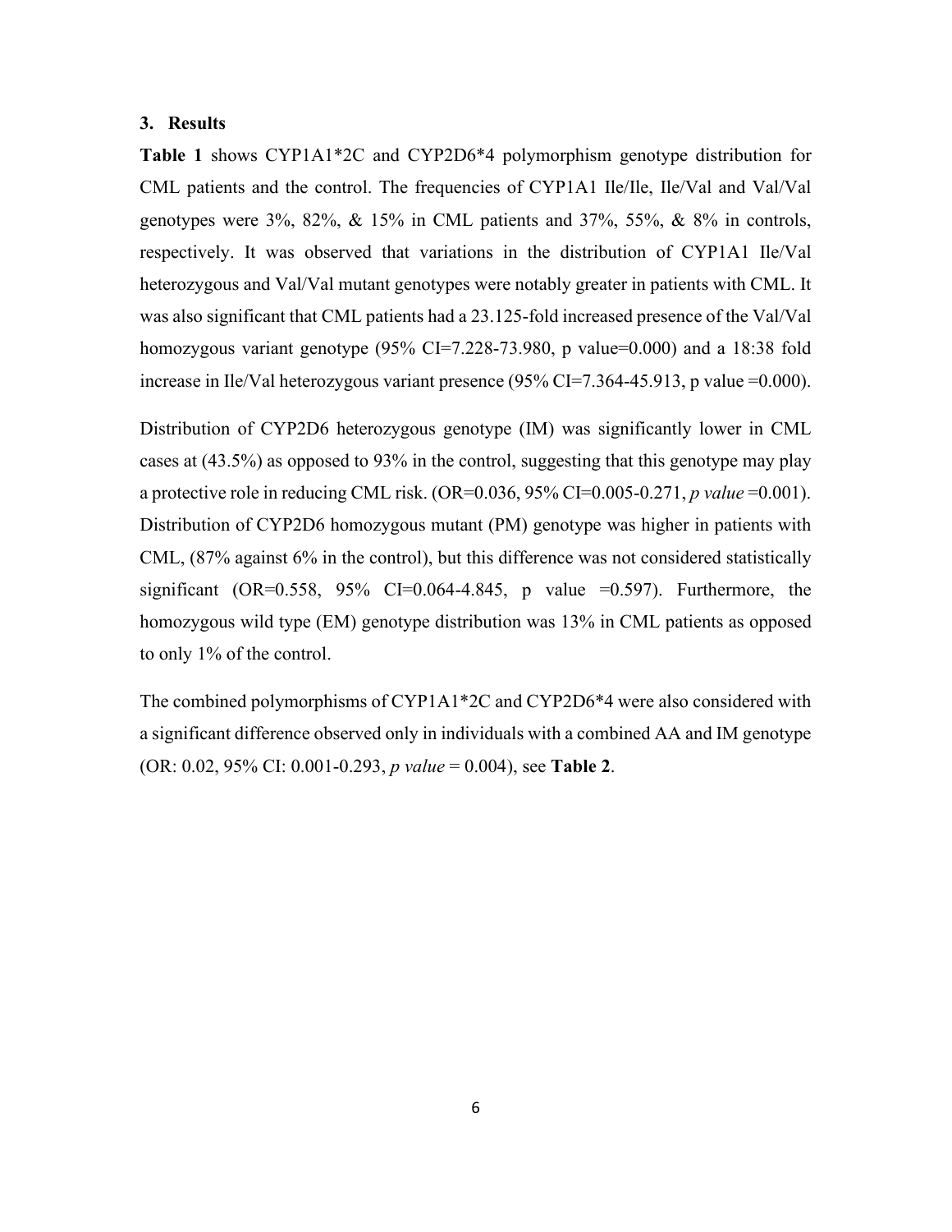## 3. Results

**Table 1** shows CYP1A1*2C and CYP2D6*4 polymorphism genotype distribution for CML patients and the control. The frequencies of CYP1A1 Ile/Ile, Ile/Val and Val/Val genotypes were 3%, 82%, & 15% in CML patients and 37%, 55%, & 8% in controls, respectively. It was observed that variations in the distribution of CYP1A1 Ile/Val heterozygous and Val/Val mutant genotypes were notably greater in patients with CML. It was also significant that CML patients had a 23.125-fold increased presence of the Val/Val homozygous variant genotype (95% CI=7.228-73.980, p value=0.000) and a 18:38 fold increase in Ile/Val heterozygous variant presence (95% CI=7.364-45.913, p value =0.000).

Distribution of CYP2D6 heterozygous genotype (IM) was significantly lower in CML cases at (43.5%) as opposed to 93% in the control, suggesting that this genotype may play a protective role in reducing CML risk. (OR=0.036, 95% CI=0.005-0.271, *p value* =0.001). Distribution of CYP2D6 homozygous mutant (PM) genotype was higher in patients with CML, (87% against 6% in the control), but this difference was not considered statistically significant (OR=0.558, 95% CI=0.064-4.845, p value =0.597). Furthermore, the homozygous wild type (EM) genotype distribution was 13% in CML patients as opposed to only 1% of the control.

The combined polymorphisms of CYP1A1*2C and CYP2D6*4 were also considered with a significant difference observed only in individuals with a combined AA and IM genotype (OR: 0.02, 95% CI: 0.001-0.293, *p value* = 0.004), see **Table 2**.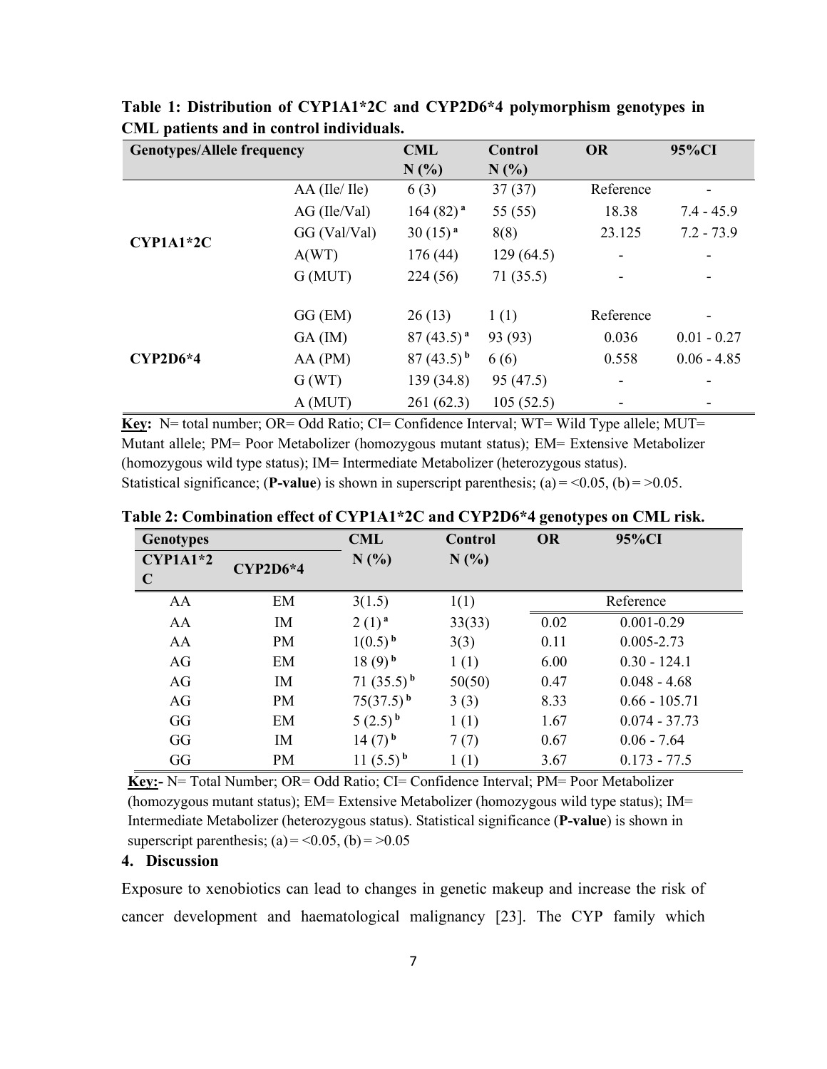**Table 1: Distribution of CYP1A1*2C and CYP2D6*4 polymorphism genotypes in CML patients and in control individuals.**

| Genotypes/Allele frequency | | CML N (%) | Control N (%) | OR | 95%CI |
|---|---|---|---|---|---|
| CYP1A1*2C | AA (Ile/ Ile) | 6 (3) | 37 (37) | Reference | - |
| | AG (Ile/Val) | 164 (82) [a] | 55 (55) | 18.38 | 7.4 - 45.9 |
| | GG (Val/Val) | 30 (15) [a] | 8(8) | 23.125 | 7.2 - 73.9 |
| | A(WT) | 176 (44) | 129 (64.5) | - | - |
| | G (MUT) | 224 (56) | 71 (35.5) | - | - |
| CYP2D6*4 | GG (EM) | 26 (13) | 1 (1) | Reference | - |
| | GA (IM) | 87 (43.5) [a] | 93 (93) | 0.036 | 0.01 - 0.27 |
| | AA (PM) | 87 (43.5) [b] | 6 (6) | 0.558 | 0.06 - 4.85 |
| | G (WT) | 139 (34.8) | 95 (47.5) | - | - |
| | A (MUT) | 261 (62.3) | 105 (52.5) | - | - |

**Key:** N= total number; OR= Odd Ratio; CI= Confidence Interval; WT= Wild Type allele; MUT= Mutant allele; PM= Poor Metabolizer (homozygous mutant status); EM= Extensive Metabolizer (homozygous wild type status); IM= Intermediate Metabolizer (heterozygous status). Statistical significance; (**P-value**) is shown in superscript parenthesis; (a) = <0.05, (b) = >0.05.

**Table 2: Combination effect of CYP1A1*2C and CYP2D6*4 genotypes on CML risk.**

| Genotypes | | CML N (%) | Control N (%) | OR | 95%CI |
|---|---|---|---|---|---|
| CYP1A1*2C | CYP2D6*4 | | | | |
| AA | EM | 3(1.5) | 1(1) | Reference | |
| AA | IM | 2 (1) [a] | 33(33) | 0.02 | 0.001-0.29 |
| AA | PM | 1(0.5) [b] | 3(3) | 0.11 | 0.005-2.73 |
| AG | EM | 18 (9) [b] | 1 (1) | 6.00 | 0.30 - 124.1 |
| AG | IM | 71 (35.5) [b] | 50(50) | 0.47 | 0.048 - 4.68 |
| AG | PM | 75(37.5) [b] | 3 (3) | 8.33 | 0.66 - 105.71 |
| GG | EM | 5 (2.5) [b] | 1 (1) | 1.67 | 0.074 - 37.73 |
| GG | IM | 14 (7) [b] | 7 (7) | 0.67 | 0.06 - 7.64 |
| GG | PM | 11 (5.5) [b] | 1 (1) | 3.67 | 0.173 - 77.5 |

**Key:-** N= Total Number; OR= Odd Ratio; CI= Confidence Interval; PM= Poor Metabolizer (homozygous mutant status); EM= Extensive Metabolizer (homozygous wild type status); IM= Intermediate Metabolizer (heterozygous status). Statistical significance (**P-value**) is shown in superscript parenthesis; (a) = <0.05, (b) = >0.05

## 4. Discussion

Exposure to xenobiotics can lead to changes in genetic makeup and increase the risk of cancer development and haematological malignancy [23]. The CYP family which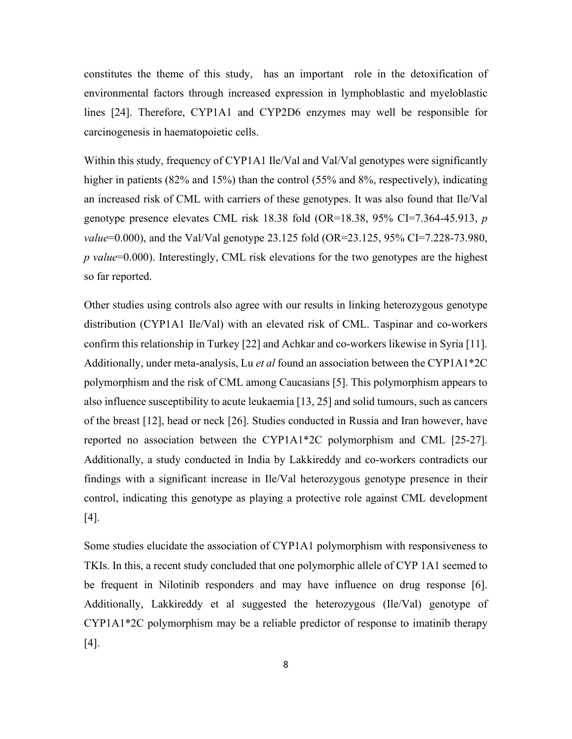constitutes the theme of this study, has an important role in the detoxification of environmental factors through increased expression in lymphoblastic and myeloblastic lines [24]. Therefore, CYP1A1 and CYP2D6 enzymes may well be responsible for carcinogenesis in haematopoietic cells.

Within this study, frequency of CYP1A1 Ile/Val and Val/Val genotypes were significantly higher in patients (82% and 15%) than the control (55% and 8%, respectively), indicating an increased risk of CML with carriers of these genotypes. It was also found that Ile/Val genotype presence elevates CML risk 18.38 fold (OR=18.38, 95% CI=7.364-45.913, *p value*=0.000), and the Val/Val genotype 23.125 fold (OR=23.125, 95% CI=7.228-73.980, *p value*=0.000). Interestingly, CML risk elevations for the two genotypes are the highest so far reported.

Other studies using controls also agree with our results in linking heterozygous genotype distribution (CYP1A1 Ile/Val) with an elevated risk of CML. Taspinar and co-workers confirm this relationship in Turkey [22] and Achkar and co-workers likewise in Syria [11]. Additionally, under meta-analysis, Lu *et al* found an association between the CYP1A1*2C polymorphism and the risk of CML among Caucasians [5]. This polymorphism appears to also influence susceptibility to acute leukaemia [13, 25] and solid tumours, such as cancers of the breast [12], head or neck [26]. Studies conducted in Russia and Iran however, have reported no association between the CYP1A1*2C polymorphism and CML [25-27]. Additionally, a study conducted in India by Lakkireddy and co-workers contradicts our findings with a significant increase in Ile/Val heterozygous genotype presence in their control, indicating this genotype as playing a protective role against CML development [4].

Some studies elucidate the association of CYP1A1 polymorphism with responsiveness to TKIs. In this, a recent study concluded that one polymorphic allele of CYP 1A1 seemed to be frequent in Nilotinib responders and may have influence on drug response [6]. Additionally, Lakkireddy et al suggested the heterozygous (Ile/Val) genotype of CYP1A1*2C polymorphism may be a reliable predictor of response to imatinib therapy [4].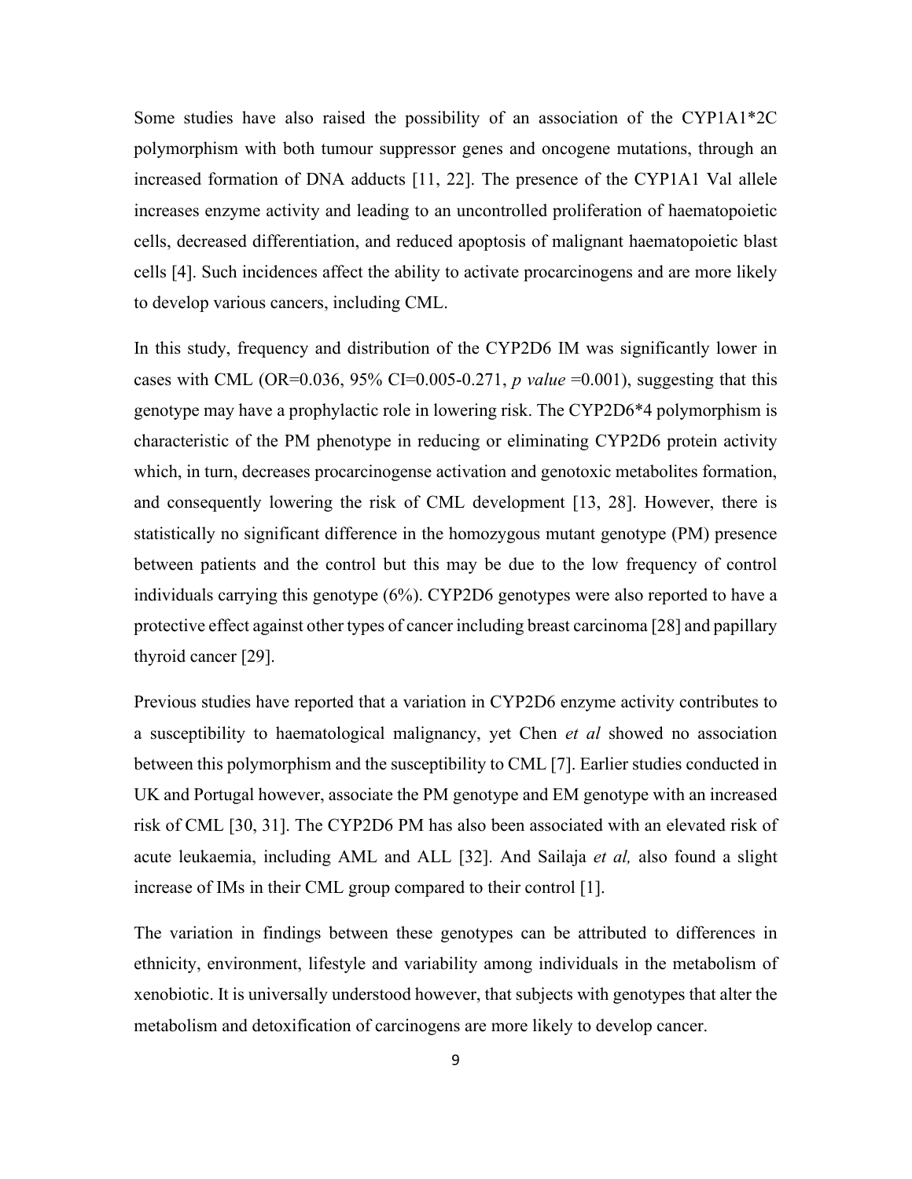Some studies have also raised the possibility of an association of the CYP1A1*2C polymorphism with both tumour suppressor genes and oncogene mutations, through an increased formation of DNA adducts [11, 22]. The presence of the CYP1A1 Val allele increases enzyme activity and leading to an uncontrolled proliferation of haematopoietic cells, decreased differentiation, and reduced apoptosis of malignant haematopoietic blast cells [4]. Such incidences affect the ability to activate procarcinogens and are more likely to develop various cancers, including CML.

In this study, frequency and distribution of the CYP2D6 IM was significantly lower in cases with CML (OR=0.036, 95% CI=0.005-0.271, *p value* =0.001), suggesting that this genotype may have a prophylactic role in lowering risk. The CYP2D6*4 polymorphism is characteristic of the PM phenotype in reducing or eliminating CYP2D6 protein activity which, in turn, decreases procarcinogense activation and genotoxic metabolites formation, and consequently lowering the risk of CML development [13, 28]. However, there is statistically no significant difference in the homozygous mutant genotype (PM) presence between patients and the control but this may be due to the low frequency of control individuals carrying this genotype (6%). CYP2D6 genotypes were also reported to have a protective effect against other types of cancer including breast carcinoma [28] and papillary thyroid cancer [29].

Previous studies have reported that a variation in CYP2D6 enzyme activity contributes to a susceptibility to haematological malignancy, yet Chen *et al* showed no association between this polymorphism and the susceptibility to CML [7]. Earlier studies conducted in UK and Portugal however, associate the PM genotype and EM genotype with an increased risk of CML [30, 31]. The CYP2D6 PM has also been associated with an elevated risk of acute leukaemia, including AML and ALL [32]. And Sailaja *et al,* also found a slight increase of IMs in their CML group compared to their control [1].

The variation in findings between these genotypes can be attributed to differences in ethnicity, environment, lifestyle and variability among individuals in the metabolism of xenobiotic. It is universally understood however, that subjects with genotypes that alter the metabolism and detoxification of carcinogens are more likely to develop cancer.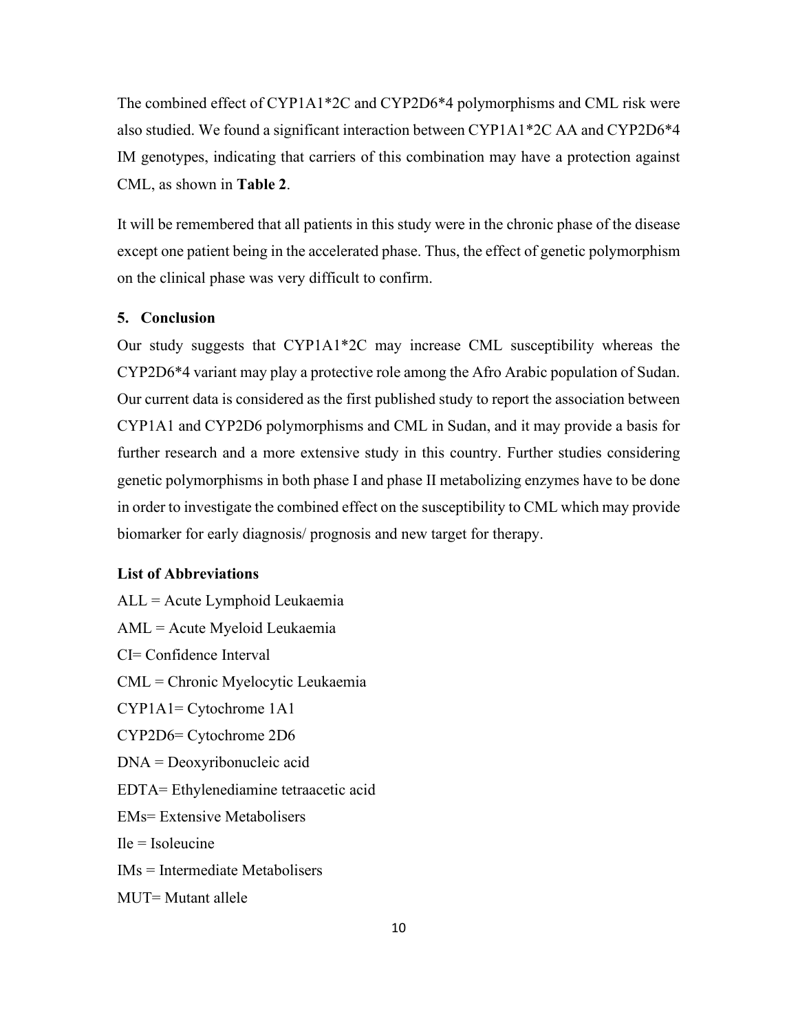The combined effect of CYP1A1*2C and CYP2D6*4 polymorphisms and CML risk were also studied. We found a significant interaction between CYP1A1*2C AA and CYP2D6*4 IM genotypes, indicating that carriers of this combination may have a protection against CML, as shown in **Table 2**.

It will be remembered that all patients in this study were in the chronic phase of the disease except one patient being in the accelerated phase. Thus, the effect of genetic polymorphism on the clinical phase was very difficult to confirm.

## 5. Conclusion

Our study suggests that CYP1A1*2C may increase CML susceptibility whereas the CYP2D6*4 variant may play a protective role among the Afro Arabic population of Sudan. Our current data is considered as the first published study to report the association between CYP1A1 and CYP2D6 polymorphisms and CML in Sudan, and it may provide a basis for further research and a more extensive study in this country. Further studies considering genetic polymorphisms in both phase I and phase II metabolizing enzymes have to be done in order to investigate the combined effect on the susceptibility to CML which may provide biomarker for early diagnosis/ prognosis and new target for therapy.

### List of Abbreviations

ALL = Acute Lymphoid Leukaemia

AML = Acute Myeloid Leukaemia

CI= Confidence Interval

CML = Chronic Myelocytic Leukaemia

CYP1A1= Cytochrome 1A1

CYP2D6= Cytochrome 2D6

DNA = Deoxyribonucleic acid

EDTA= Ethylenediamine tetraacetic acid

EMs= Extensive Metabolisers

Ile = Isoleucine

IMs = Intermediate Metabolisers

MUT= Mutant allele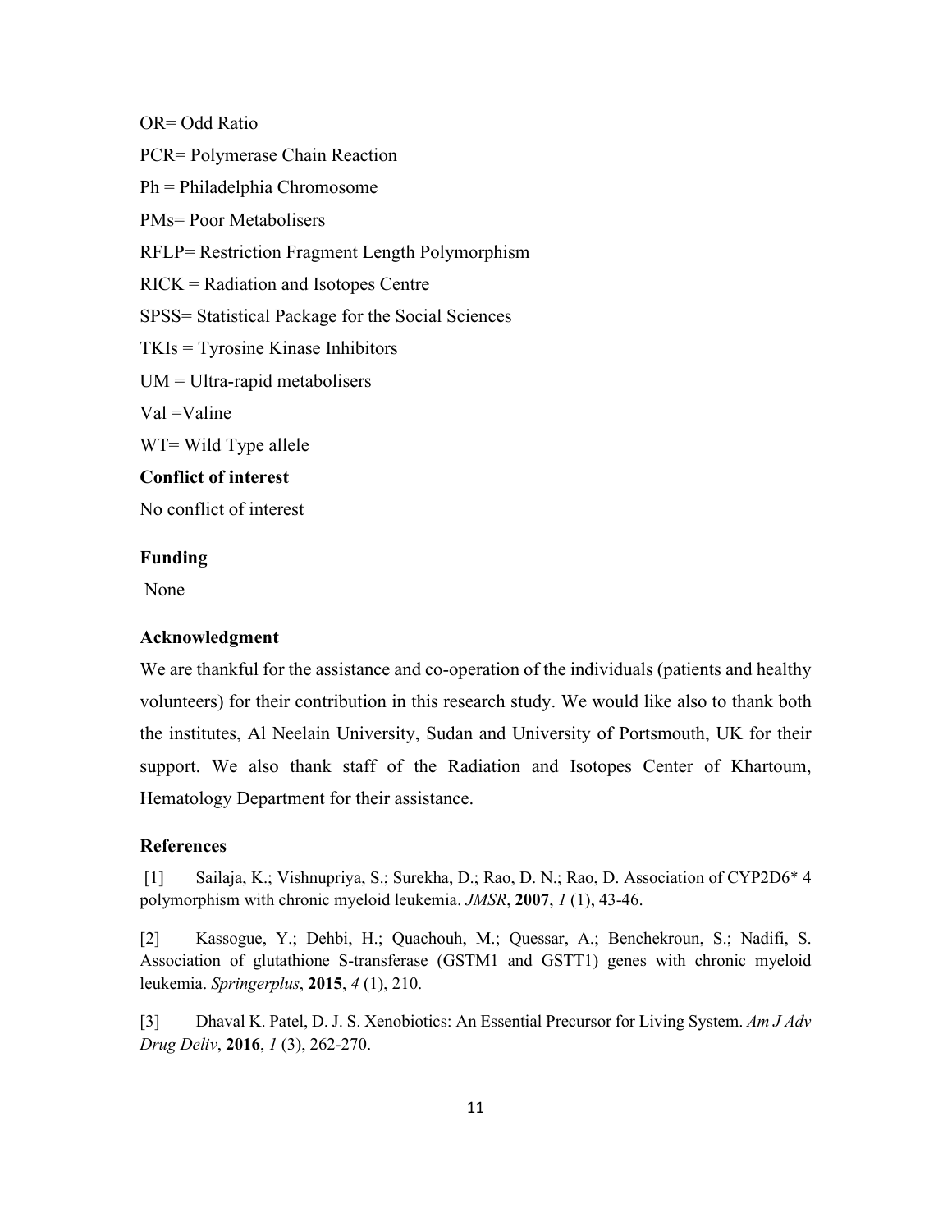OR= Odd Ratio

PCR= Polymerase Chain Reaction

Ph = Philadelphia Chromosome

PMs= Poor Metabolisers

RFLP= Restriction Fragment Length Polymorphism

RICK = Radiation and Isotopes Centre

SPSS= Statistical Package for the Social Sciences

TKIs = Tyrosine Kinase Inhibitors

UM = Ultra-rapid metabolisers

Val =Valine

WT= Wild Type allele

**Conflict of interest**

No conflict of interest

**Funding**

None

**Acknowledgment**

We are thankful for the assistance and co-operation of the individuals (patients and healthy volunteers) for their contribution in this research study. We would like also to thank both the institutes, Al Neelain University, Sudan and University of Portsmouth, UK for their support. We also thank staff of the Radiation and Isotopes Center of Khartoum, Hematology Department for their assistance.

**References**

[1] Sailaja, K.; Vishnupriya, S.; Surekha, D.; Rao, D. N.; Rao, D. Association of CYP2D6* 4 polymorphism with chronic myeloid leukemia. *JMSR*, **2007**, *1* (1), 43-46.

[2] Kassogue, Y.; Dehbi, H.; Quachouh, M.; Quessar, A.; Benchekroun, S.; Nadifi, S. Association of glutathione S-transferase (GSTM1 and GSTT1) genes with chronic myeloid leukemia. *Springerplus*, **2015**, *4* (1), 210.

[3] Dhaval K. Patel, D. J. S. Xenobiotics: An Essential Precursor for Living System. *Am J Adv Drug Deliv*, **2016**, *1* (3), 262-270.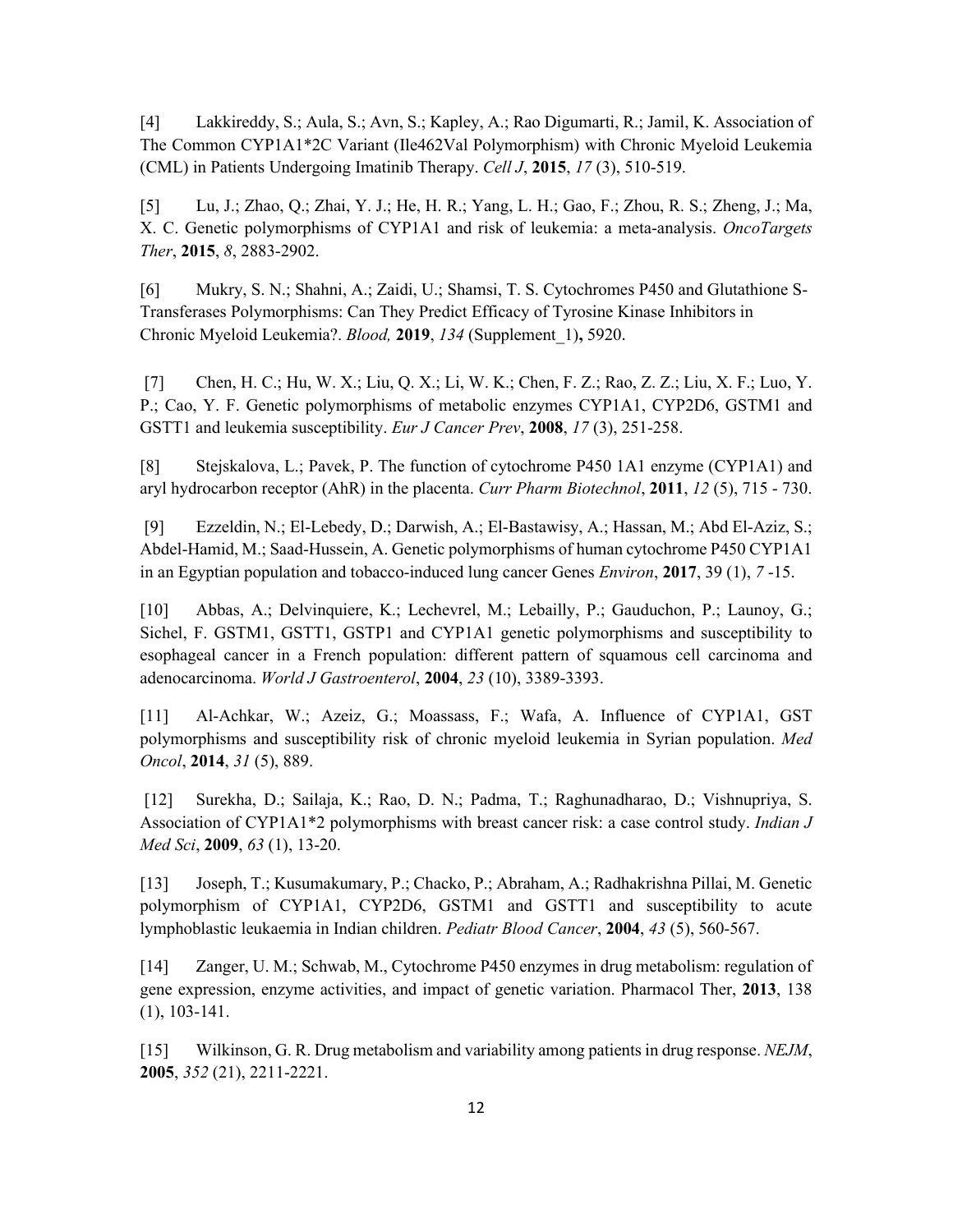[4] Lakkireddy, S.; Aula, S.; Avn, S.; Kapley, A.; Rao Digumarti, R.; Jamil, K. Association of The Common CYP1A1*2C Variant (Ile462Val Polymorphism) with Chronic Myeloid Leukemia (CML) in Patients Undergoing Imatinib Therapy. *Cell J*, **2015**, *17* (3), 510-519.

[5] Lu, J.; Zhao, Q.; Zhai, Y. J.; He, H. R.; Yang, L. H.; Gao, F.; Zhou, R. S.; Zheng, J.; Ma, X. C. Genetic polymorphisms of CYP1A1 and risk of leukemia: a meta-analysis. *OncoTargets Ther*, **2015**, *8*, 2883-2902.

[6] Mukry, S. N.; Shahni, A.; Zaidi, U.; Shamsi, T. S. Cytochromes P450 and Glutathione S-Transferases Polymorphisms: Can They Predict Efficacy of Tyrosine Kinase Inhibitors in Chronic Myeloid Leukemia?. *Blood,* **2019**, *134* (Supplement_1)**,** 5920.

[7] Chen, H. C.; Hu, W. X.; Liu, Q. X.; Li, W. K.; Chen, F. Z.; Rao, Z. Z.; Liu, X. F.; Luo, Y. P.; Cao, Y. F. Genetic polymorphisms of metabolic enzymes CYP1A1, CYP2D6, GSTM1 and GSTT1 and leukemia susceptibility. *Eur J Cancer Prev*, **2008**, *17* (3), 251-258.

[8] Stejskalova, L.; Pavek, P. The function of cytochrome P450 1A1 enzyme (CYP1A1) and aryl hydrocarbon receptor (AhR) in the placenta. *Curr Pharm Biotechnol*, **2011**, *12* (5), 715 - 730.

[9] Ezzeldin, N.; El-Lebedy, D.; Darwish, A.; El-Bastawisy, A.; Hassan, M.; Abd El-Aziz, S.; Abdel-Hamid, M.; Saad-Hussein, A. Genetic polymorphisms of human cytochrome P450 CYP1A1 in an Egyptian population and tobacco-induced lung cancer Genes *Environ*, **2017**, 39 (1), *7* -15.

[10] Abbas, A.; Delvinquiere, K.; Lechevrel, M.; Lebailly, P.; Gauduchon, P.; Launoy, G.; Sichel, F. GSTM1, GSTT1, GSTP1 and CYP1A1 genetic polymorphisms and susceptibility to esophageal cancer in a French population: different pattern of squamous cell carcinoma and adenocarcinoma. *World J Gastroenterol*, **2004**, *23* (10), 3389-3393.

[11] Al-Achkar, W.; Azeiz, G.; Moassass, F.; Wafa, A. Influence of CYP1A1, GST polymorphisms and susceptibility risk of chronic myeloid leukemia in Syrian population. *Med Oncol*, **2014**, *31* (5), 889.

[12] Surekha, D.; Sailaja, K.; Rao, D. N.; Padma, T.; Raghunadharao, D.; Vishnupriya, S. Association of CYP1A1*2 polymorphisms with breast cancer risk: a case control study. *Indian J Med Sci*, **2009**, *63* (1), 13-20.

[13] Joseph, T.; Kusumakumary, P.; Chacko, P.; Abraham, A.; Radhakrishna Pillai, M. Genetic polymorphism of CYP1A1, CYP2D6, GSTM1 and GSTT1 and susceptibility to acute lymphoblastic leukaemia in Indian children. *Pediatr Blood Cancer*, **2004**, *43* (5), 560-567.

[14] Zanger, U. M.; Schwab, M., Cytochrome P450 enzymes in drug metabolism: regulation of gene expression, enzyme activities, and impact of genetic variation. Pharmacol Ther, **2013**, 138 (1), 103-141.

[15] Wilkinson, G. R. Drug metabolism and variability among patients in drug response. *NEJM*, **2005**, *352* (21), 2211-2221.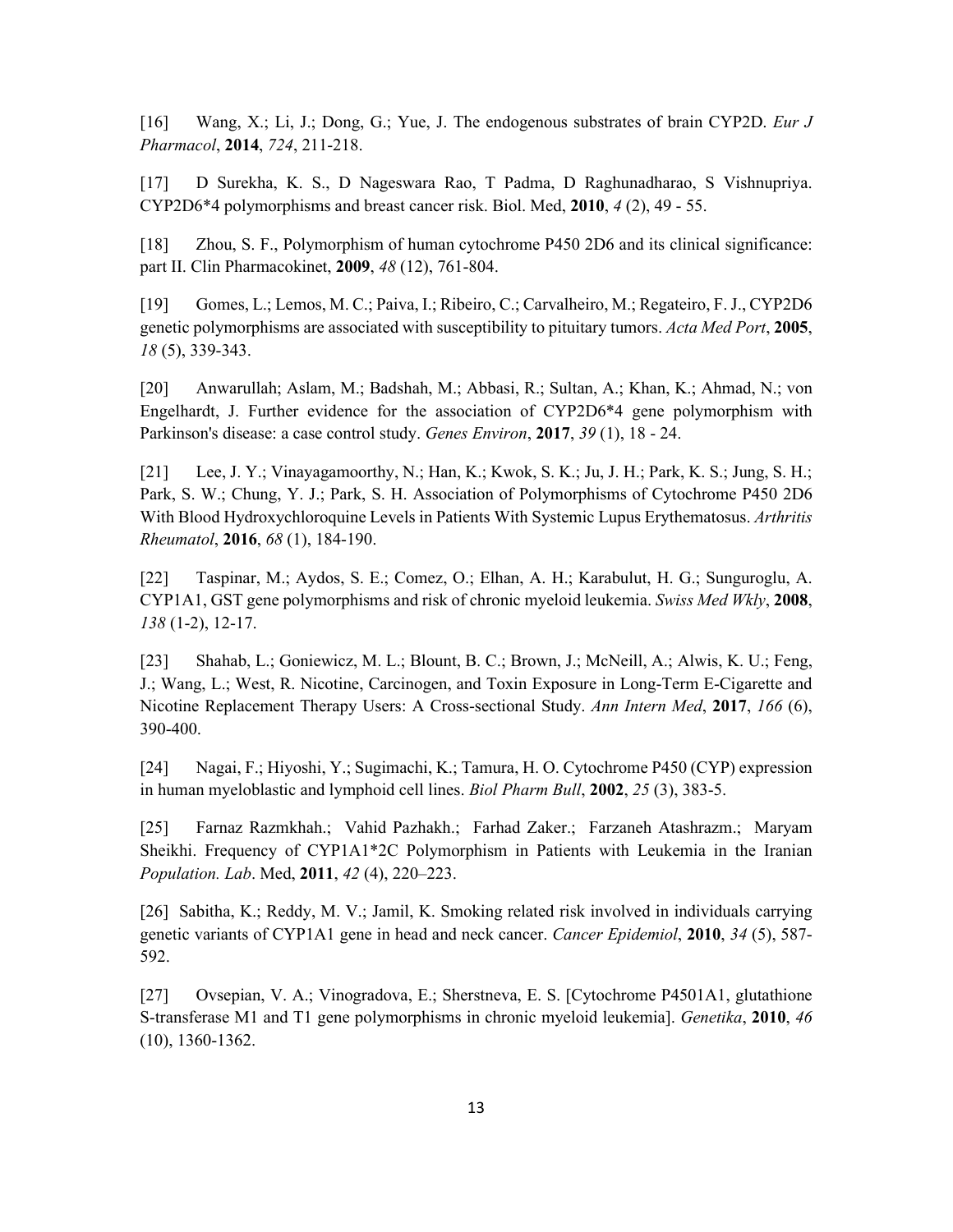[16] Wang, X.; Li, J.; Dong, G.; Yue, J. The endogenous substrates of brain CYP2D. *Eur J Pharmacol*, **2014**, *724*, 211-218.

[17] D Surekha, K. S., D Nageswara Rao, T Padma, D Raghunadharao, S Vishnupriya. CYP2D6*4 polymorphisms and breast cancer risk. Biol. Med, **2010**, *4* (2), 49 - 55.

[18] Zhou, S. F., Polymorphism of human cytochrome P450 2D6 and its clinical significance: part II. Clin Pharmacokinet, **2009**, *48* (12), 761-804.

[19] Gomes, L.; Lemos, M. C.; Paiva, I.; Ribeiro, C.; Carvalheiro, M.; Regateiro, F. J., CYP2D6 genetic polymorphisms are associated with susceptibility to pituitary tumors. *Acta Med Port*, **2005**, *18* (5), 339-343.

[20] Anwarullah; Aslam, M.; Badshah, M.; Abbasi, R.; Sultan, A.; Khan, K.; Ahmad, N.; von Engelhardt, J. Further evidence for the association of CYP2D6*4 gene polymorphism with Parkinson's disease: a case control study. *Genes Environ*, **2017**, *39* (1), 18 - 24.

[21] Lee, J. Y.; Vinayagamoorthy, N.; Han, K.; Kwok, S. K.; Ju, J. H.; Park, K. S.; Jung, S. H.; Park, S. W.; Chung, Y. J.; Park, S. H. Association of Polymorphisms of Cytochrome P450 2D6 With Blood Hydroxychloroquine Levels in Patients With Systemic Lupus Erythematosus. *Arthritis Rheumatol*, **2016**, *68* (1), 184-190.

[22] Taspinar, M.; Aydos, S. E.; Comez, O.; Elhan, A. H.; Karabulut, H. G.; Sunguroglu, A. CYP1A1, GST gene polymorphisms and risk of chronic myeloid leukemia. *Swiss Med Wkly*, **2008**, *138* (1-2), 12-17.

[23] Shahab, L.; Goniewicz, M. L.; Blount, B. C.; Brown, J.; McNeill, A.; Alwis, K. U.; Feng, J.; Wang, L.; West, R. Nicotine, Carcinogen, and Toxin Exposure in Long-Term E-Cigarette and Nicotine Replacement Therapy Users: A Cross-sectional Study. *Ann Intern Med*, **2017**, *166* (6), 390-400.

[24] Nagai, F.; Hiyoshi, Y.; Sugimachi, K.; Tamura, H. O. Cytochrome P450 (CYP) expression in human myeloblastic and lymphoid cell lines. *Biol Pharm Bull*, **2002**, *25* (3), 383-5.

[25] Farnaz Razmkhah.; Vahid Pazhakh.; Farhad Zaker.; Farzaneh Atashrazm.; Maryam Sheikhi. Frequency of CYP1A1*2C Polymorphism in Patients with Leukemia in the Iranian *Population. Lab*. Med, **2011**, *42* (4), 220–223.

[26] Sabitha, K.; Reddy, M. V.; Jamil, K. Smoking related risk involved in individuals carrying genetic variants of CYP1A1 gene in head and neck cancer. *Cancer Epidemiol*, **2010**, *34* (5), 587-592.

[27] Ovsepian, V. A.; Vinogradova, E.; Sherstneva, E. S. [Cytochrome P4501A1, glutathione S-transferase M1 and T1 gene polymorphisms in chronic myeloid leukemia]. *Genetika*, **2010**, *46* (10), 1360-1362.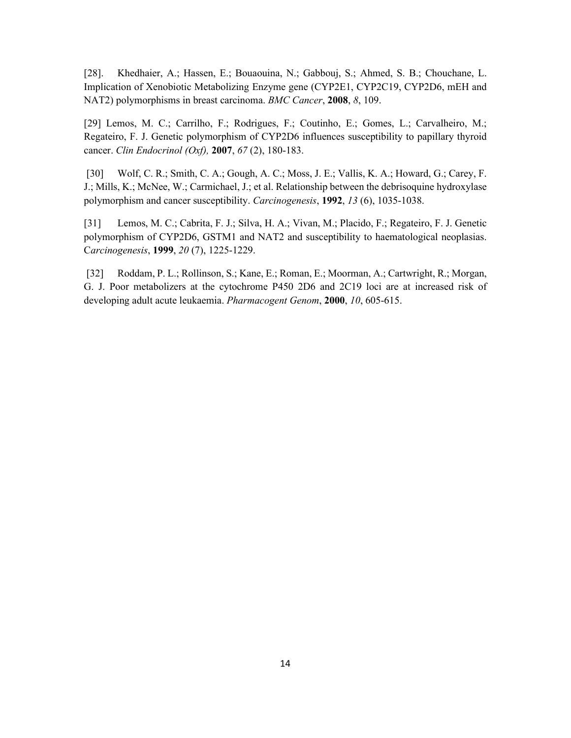[28]. Khedhaier, A.; Hassen, E.; Bouaouina, N.; Gabbouj, S.; Ahmed, S. B.; Chouchane, L. Implication of Xenobiotic Metabolizing Enzyme gene (CYP2E1, CYP2C19, CYP2D6, mEH and NAT2) polymorphisms in breast carcinoma. *BMC Cancer*, **2008**, *8*, 109.

[29] Lemos, M. C.; Carrilho, F.; Rodrigues, F.; Coutinho, E.; Gomes, L.; Carvalheiro, M.; Regateiro, F. J. Genetic polymorphism of CYP2D6 influences susceptibility to papillary thyroid cancer. *Clin Endocrinol (Oxf),* **2007**, *67* (2), 180-183.

[30] Wolf, C. R.; Smith, C. A.; Gough, A. C.; Moss, J. E.; Vallis, K. A.; Howard, G.; Carey, F. J.; Mills, K.; McNee, W.; Carmichael, J.; et al. Relationship between the debrisoquine hydroxylase polymorphism and cancer susceptibility. *Carcinogenesis*, **1992**, *13* (6), 1035-1038.

[31] Lemos, M. C.; Cabrita, F. J.; Silva, H. A.; Vivan, M.; Placido, F.; Regateiro, F. J. Genetic polymorphism of CYP2D6, GSTM1 and NAT2 and susceptibility to haematological neoplasias. C*arcinogenesis*, **1999**, *20* (7), 1225-1229.

[32] Roddam, P. L.; Rollinson, S.; Kane, E.; Roman, E.; Moorman, A.; Cartwright, R.; Morgan, G. J. Poor metabolizers at the cytochrome P450 2D6 and 2C19 loci are at increased risk of developing adult acute leukaemia. *Pharmacogent Genom*, **2000**, *10*, 605-615.